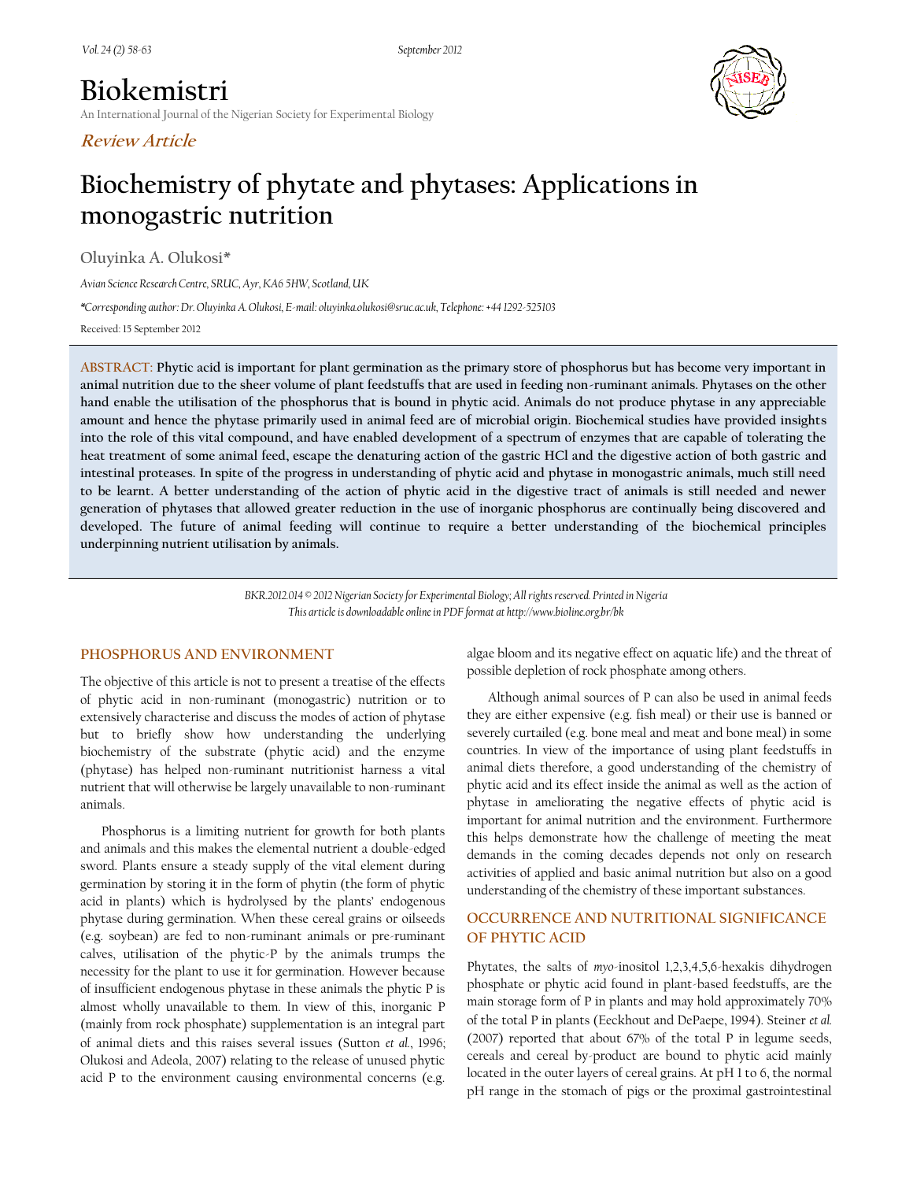# Biokemistri

An International Journal of the Nigerian Society for Experimental Biology

***Review Article***

# Biochemistry of phytate and phytases: Applications in monogastric nutrition

**Oluyinka A. Olukosi***

*Avian Science Research Centre, SRUC, Ayr, KA6 5HW, Scotland, UK*

**Corresponding author: Dr. Oluyinka A. Olukosi, E-mail: oluyinka.olukosi@sruc.ac.uk, Telephone: +44 1292-525103*

Received: 15 September 2012

**ABSTRACT: Phytic acid is important for plant germination as the primary store of phosphorus but has become very important in animal nutrition due to the sheer volume of plant feedstuffs that are used in feeding non-ruminant animals. Phytases on the other hand enable the utilisation of the phosphorus that is bound in phytic acid. Animals do not produce phytase in any appreciable amount and hence the phytase primarily used in animal feed are of microbial origin. Biochemical studies have provided insights into the role of this vital compound, and have enabled development of a spectrum of enzymes that are capable of tolerating the heat treatment of some animal feed, escape the denaturing action of the gastric HCl and the digestive action of both gastric and intestinal proteases. In spite of the progress in understanding of phytic acid and phytase in monogastric animals, much still need to be learnt. A better understanding of the action of phytic acid in the digestive tract of animals is still needed and newer generation of phytases that allowed greater reduction in the use of inorganic phosphorus are continually being discovered and developed. The future of animal feeding will continue to require a better understanding of the biochemical principles underpinning nutrient utilisation by animals.**

*BKR.2012.014 © 2012 Nigerian Society for Experimental Biology; All rights reserved. Printed in Nigeria*
*This article is downloadable online in PDF format at http://www.bioline.org.br/bk*

## PHOSPHORUS AND ENVIRONMENT

The objective of this article is not to present a treatise of the effects of phytic acid in non-ruminant (monogastric) nutrition or to extensively characterise and discuss the modes of action of phytase but to briefly show how understanding the underlying biochemistry of the substrate (phytic acid) and the enzyme (phytase) has helped non-ruminant nutritionist harness a vital nutrient that will otherwise be largely unavailable to non-ruminant animals.

Phosphorus is a limiting nutrient for growth for both plants and animals and this makes the elemental nutrient a double-edged sword. Plants ensure a steady supply of the vital element during germination by storing it in the form of phytin (the form of phytic acid in plants) which is hydrolysed by the plants' endogenous phytase during germination. When these cereal grains or oilseeds (e.g. soybean) are fed to non-ruminant animals or pre-ruminant calves, utilisation of the phytic-P by the animals trumps the necessity for the plant to use it for germination. However because of insufficient endogenous phytase in these animals the phytic P is almost wholly unavailable to them. In view of this, inorganic P (mainly from rock phosphate) supplementation is an integral part of animal diets and this raises several issues (Sutton *et al.*, 1996; Olukosi and Adeola, 2007) relating to the release of unused phytic acid P to the environment causing environmental concerns (e.g. algae bloom and its negative effect on aquatic life) and the threat of possible depletion of rock phosphate among others.

Although animal sources of P can also be used in animal feeds they are either expensive (e.g. fish meal) or their use is banned or severely curtailed (e.g. bone meal and meat and bone meal) in some countries. In view of the importance of using plant feedstuffs in animal diets therefore, a good understanding of the chemistry of phytic acid and its effect inside the animal as well as the action of phytase in ameliorating the negative effects of phytic acid is important for animal nutrition and the environment. Furthermore this helps demonstrate how the challenge of meeting the meat demands in the coming decades depends not only on research activities of applied and basic animal nutrition but also on a good understanding of the chemistry of these important substances.

## OCCURRENCE AND NUTRITIONAL SIGNIFICANCE OF PHYTIC ACID

Phytates, the salts of *myo*-inositol 1,2,3,4,5,6-hexakis dihydrogen phosphate or phytic acid found in plant-based feedstuffs, are the main storage form of P in plants and may hold approximately 70% of the total P in plants (Eeckhout and DePaepe, 1994). Steiner *et al.* (2007) reported that about 67% of the total P in legume seeds, cereals and cereal by-product are bound to phytic acid mainly located in the outer layers of cereal grains. At pH 1 to 6, the normal pH range in the stomach of pigs or the proximal gastrointestinal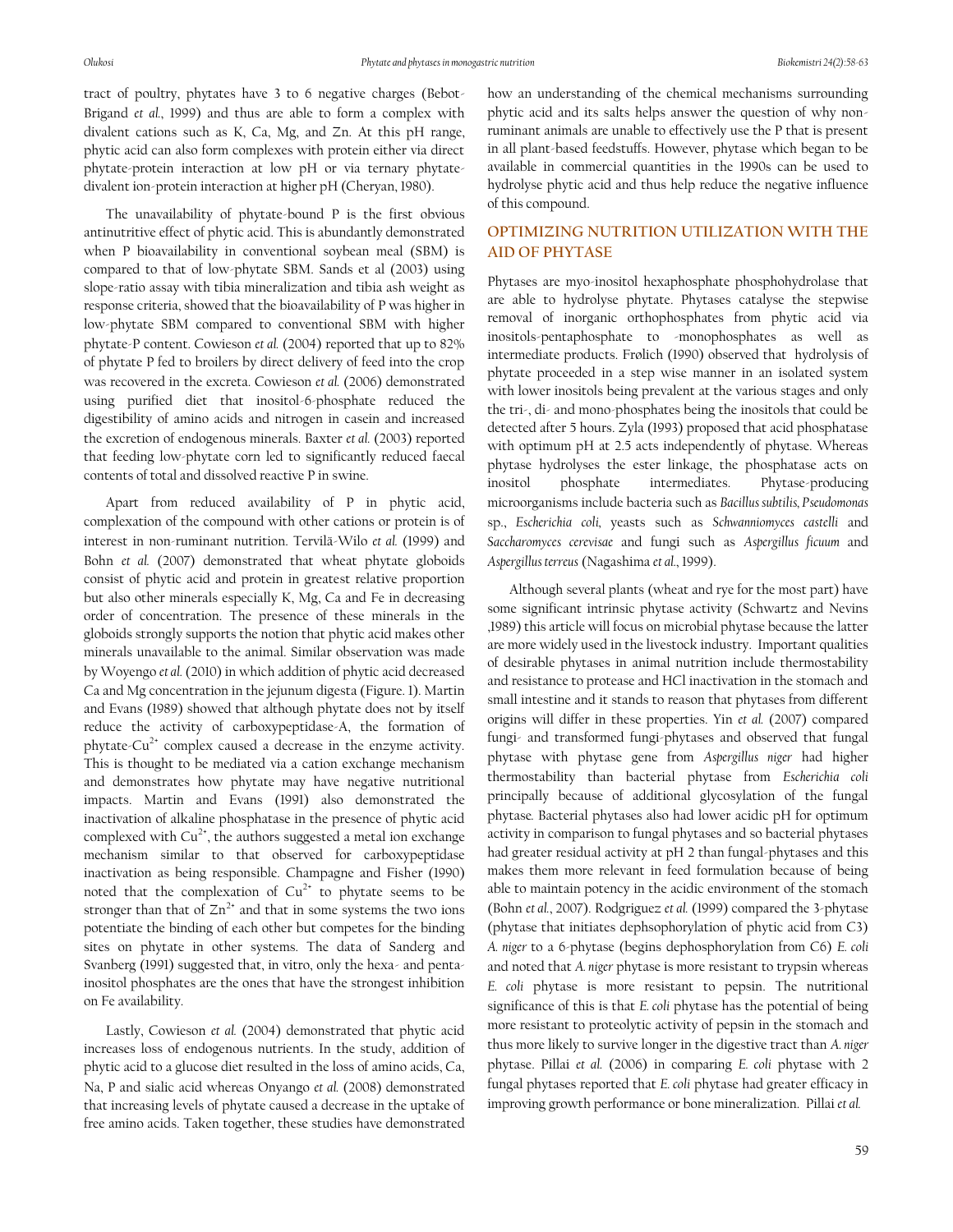tract of poultry, phytates have 3 to 6 negative charges (Bebot-Brigand *et al.*, 1999) and thus are able to form a complex with divalent cations such as K, Ca, Mg, and Zn. At this pH range, phytic acid can also form complexes with protein either via direct phytate-protein interaction at low pH or via ternary phytate-divalent ion-protein interaction at higher pH (Cheryan, 1980).

The unavailability of phytate-bound P is the first obvious antinutritive effect of phytic acid. This is abundantly demonstrated when P bioavailability in conventional soybean meal (SBM) is compared to that of low-phytate SBM. Sands et al (2003) using slope-ratio assay with tibia mineralization and tibia ash weight as response criteria, showed that the bioavailability of P was higher in low-phytate SBM compared to conventional SBM with higher phytate-P content. Cowieson *et al.* (2004) reported that up to 82% of phytate P fed to broilers by direct delivery of feed into the crop was recovered in the excreta. Cowieson *et al.* (2006) demonstrated using purified diet that inositol-6-phosphate reduced the digestibility of amino acids and nitrogen in casein and increased the excretion of endogenous minerals. Baxter *et al.* (2003) reported that feeding low-phytate corn led to significantly reduced faecal contents of total and dissolved reactive P in swine.

Apart from reduced availability of P in phytic acid, complexation of the compound with other cations or protein is of interest in non-ruminant nutrition. Tervilä-Wilo *et al.* (1999) and Bohn *et al.* (2007) demonstrated that wheat phytate globoids consist of phytic acid and protein in greatest relative proportion but also other minerals especially K, Mg, Ca and Fe in decreasing order of concentration. The presence of these minerals in the globoids strongly supports the notion that phytic acid makes other minerals unavailable to the animal. Similar observation was made by Woyengo *et al.* (2010) in which addition of phytic acid decreased Ca and Mg concentration in the jejunum digesta (Figure. 1). Martin and Evans (1989) showed that although phytate does not by itself reduce the activity of carboxypeptidase-A, the formation of phytate-$Cu^{2+}$ complex caused a decrease in the enzyme activity. This is thought to be mediated via a cation exchange mechanism and demonstrates how phytate may have negative nutritional impacts. Martin and Evans (1991) also demonstrated the inactivation of alkaline phosphatase in the presence of phytic acid complexed with $Cu^{2+}$, the authors suggested a metal ion exchange mechanism similar to that observed for carboxypeptidase inactivation as being responsible. Champagne and Fisher (1990) noted that the complexation of $Cu^{2+}$ to phytate seems to be stronger than that of $Zn^{2+}$ and that in some systems the two ions potentiate the binding of each other but competes for the binding sites on phytate in other systems. The data of Sanderg and Svanberg (1991) suggested that, in vitro, only the hexa- and penta-inositol phosphates are the ones that have the strongest inhibition on Fe availability.

Lastly, Cowieson *et al.* (2004) demonstrated that phytic acid increases loss of endogenous nutrients. In the study, addition of phytic acid to a glucose diet resulted in the loss of amino acids, Ca, Na, P and sialic acid whereas Onyango *et al.* (2008) demonstrated that increasing levels of phytate caused a decrease in the uptake of free amino acids. Taken together, these studies have demonstrated how an understanding of the chemical mechanisms surrounding phytic acid and its salts helps answer the question of why non-ruminant animals are unable to effectively use the P that is present in all plant-based feedstuffs. However, phytase which began to be available in commercial quantities in the 1990s can be used to hydrolyse phytic acid and thus help reduce the negative influence of this compound.

## OPTIMIZING NUTRITION UTILIZATION WITH THE AID OF PHYTASE

Phytases are myo-inositol hexaphosphate phosphohydrolase that are able to hydrolyse phytate. Phytases catalyse the stepwise removal of inorganic orthophosphates from phytic acid via inositols-pentaphosphate to -monophosphates as well as intermediate products. Frølich (1990) observed that hydrolysis of phytate proceeded in a step wise manner in an isolated system with lower inositols being prevalent at the various stages and only the tri-, di- and mono-phosphates being the inositols that could be detected after 5 hours. Zyla (1993) proposed that acid phosphatase with optimum pH at 2.5 acts independently of phytase. Whereas phytase hydrolyses the ester linkage, the phosphatase acts on inositol phosphate intermediates. Phytase-producing microorganisms include bacteria such as *Bacillus subtilis*, *Pseudomonas* sp., *Escherichia coli*, yeasts such as *Schwanniomyces castelli* and *Saccharomyces cerevisae* and fungi such as *Aspergillus ficuum* and *Aspergillus terreus* (Nagashima *et al.*, 1999).

Although several plants (wheat and rye for the most part) have some significant intrinsic phytase activity (Schwartz and Nevins ,1989) this article will focus on microbial phytase because the latter are more widely used in the livestock industry. Important qualities of desirable phytases in animal nutrition include thermostability and resistance to protease and HCl inactivation in the stomach and small intestine and it stands to reason that phytases from different origins will differ in these properties. Yin *et al.* (2007) compared fungi- and transformed fungi-phytases and observed that fungal phytase with phytase gene from *Aspergillus niger* had higher thermostability than bacterial phytase from *Escherichia coli* principally because of additional glycosylation of the fungal phytase. Bacterial phytases also had lower acidic pH for optimum activity in comparison to fungal phytases and so bacterial phytases had greater residual activity at pH 2 than fungal-phytases and this makes them more relevant in feed formulation because of being able to maintain potency in the acidic environment of the stomach (Bohn *et al.*, 2007). Rodgriguez *et al.* (1999) compared the 3-phytase (phytase that initiates dephsophorylation of phytic acid from C3) *A. niger* to a 6-phytase (begins dephosphorylation from C6) *E. coli* and noted that *A. niger* phytase is more resistant to trypsin whereas *E. coli* phytase is more resistant to pepsin. The nutritional significance of this is that *E. coli* phytase has the potential of being more resistant to proteolytic activity of pepsin in the stomach and thus more likely to survive longer in the digestive tract than *A. niger* phytase. Pillai *et al.* (2006) in comparing *E. coli* phytase with 2 fungal phytases reported that *E. coli* phytase had greater efficacy in improving growth performance or bone mineralization. Pillai *et al.*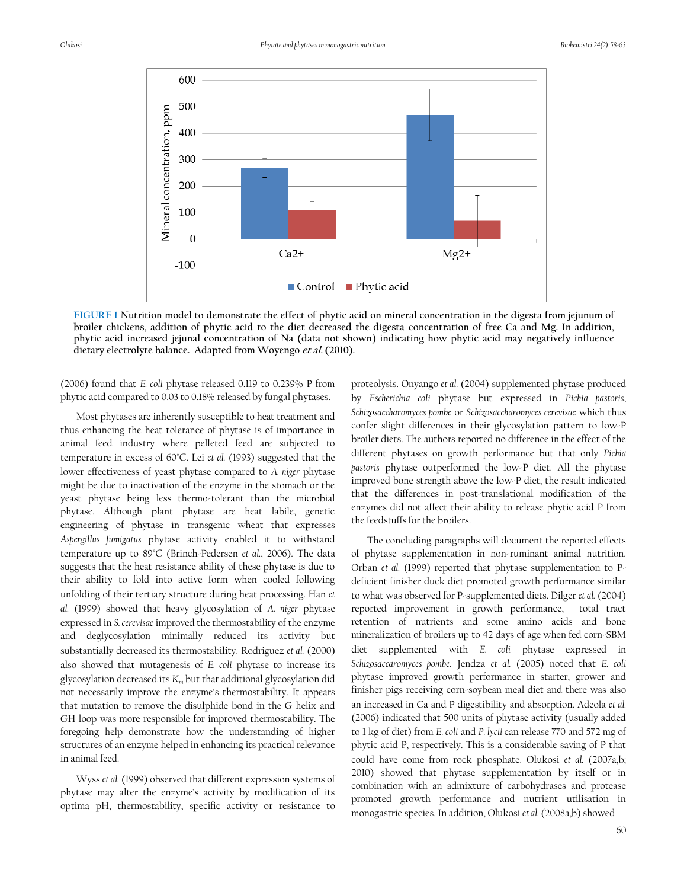FIGURE 1 **Nutrition model to demonstrate the effect of phytic acid on mineral concentration in the digesta from jejunum of broiler chickens, addition of phytic acid to the diet decreased the digesta concentration of free Ca and Mg. In addition, phytic acid increased jejunal concentration of Na (data not shown) indicating how phytic acid may negatively influence dietary electrolyte balance. Adapted from Woyengo *et al.* (2010).**

(2006) found that *E. coli* phytase released 0.119 to 0.239% P from phytic acid compared to 0.03 to 0.18% released by fungal phytases.

Most phytases are inherently susceptible to heat treatment and thus enhancing the heat tolerance of phytase is of importance in animal feed industry where pelleted feed are subjected to temperature in excess of 60°C. Lei *et al.* (1993) suggested that the lower effectiveness of yeast phytase compared to *A. niger* phytase might be due to inactivation of the enzyme in the stomach or the yeast phytase being less thermo-tolerant than the microbial phytase. Although plant phytase are heat labile, genetic engineering of phytase in transgenic wheat that expresses *Aspergillus fumigatus* phytase activity enabled it to withstand temperature up to 89°C (Brinch-Pedersen *et al.*, 2006). The data suggests that the heat resistance ability of these phytase is due to their ability to fold into active form when cooled following unfolding of their tertiary structure during heat processing. Han *et al.* (1999) showed that heavy glycosylation of *A. niger* phytase expressed in *S. cerevisae* improved the thermostability of the enzyme and deglycosylation minimally reduced its activity but substantially decreased its thermostability. Rodriguez *et al.* (2000) also showed that mutagenesis of *E. coli* phytase to increase its glycosylation decreased its $K_m$ but that additional glycosylation did not necessarily improve the enzyme's thermostability. It appears that mutation to remove the disulphide bond in the G helix and GH loop was more responsible for improved thermostability. The foregoing help demonstrate how the understanding of higher structures of an enzyme helped in enhancing its practical relevance in animal feed.

Wyss *et al.* (1999) observed that different expression systems of phytase may alter the enzyme's activity by modification of its optima pH, thermostability, specific activity or resistance to proteolysis. Onyango *et al.* (2004) supplemented phytase produced by *Escherichia coli* phytase but expressed in *Pichia pastoris*, *Schizosaccharomyces pombe* or *Schizosaccharomyces cerevisae* which thus confer slight differences in their glycosylation pattern to low-P broiler diets. The authors reported no difference in the effect of the different phytases on growth performance but that only *Pichia pastoris* phytase outperformed the low-P diet. All the phytase improved bone strength above the low-P diet, the result indicated that the differences in post-translational modification of the enzymes did not affect their ability to release phytic acid P from the feedstuffs for the broilers.

The concluding paragraphs will document the reported effects of phytase supplementation in non-ruminant animal nutrition. Orban *et al.* (1999) reported that phytase supplementation to P-deficient finisher duck diet promoted growth performance similar to what was observed for P-supplemented diets. Dilger *et al.* (2004) reported improvement in growth performance, total tract retention of nutrients and some amino acids and bone mineralization of broilers up to 42 days of age when fed corn-SBM diet supplemented with *E. coli* phytase expressed in *Schizosaccaromyces pombe*. Jendza *et al.* (2005) noted that *E. coli* phytase improved growth performance in starter, grower and finisher pigs receiving corn-soybean meal diet and there was also an increased in Ca and P digestibility and absorption. Adeola *et al.* (2006) indicated that 500 units of phytase activity (usually added to 1 kg of diet) from *E. coli* and *P. lycii* can release 770 and 572 mg of phytic acid P, respectively. This is a considerable saving of P that could have come from rock phosphate. Olukosi *et al.* (2007a,b; 2010) showed that phytase supplementation by itself or in combination with an admixture of carbohydrases and protease promoted growth performance and nutrient utilisation in monogastric species. In addition, Olukosi *et al.* (2008a,b) showed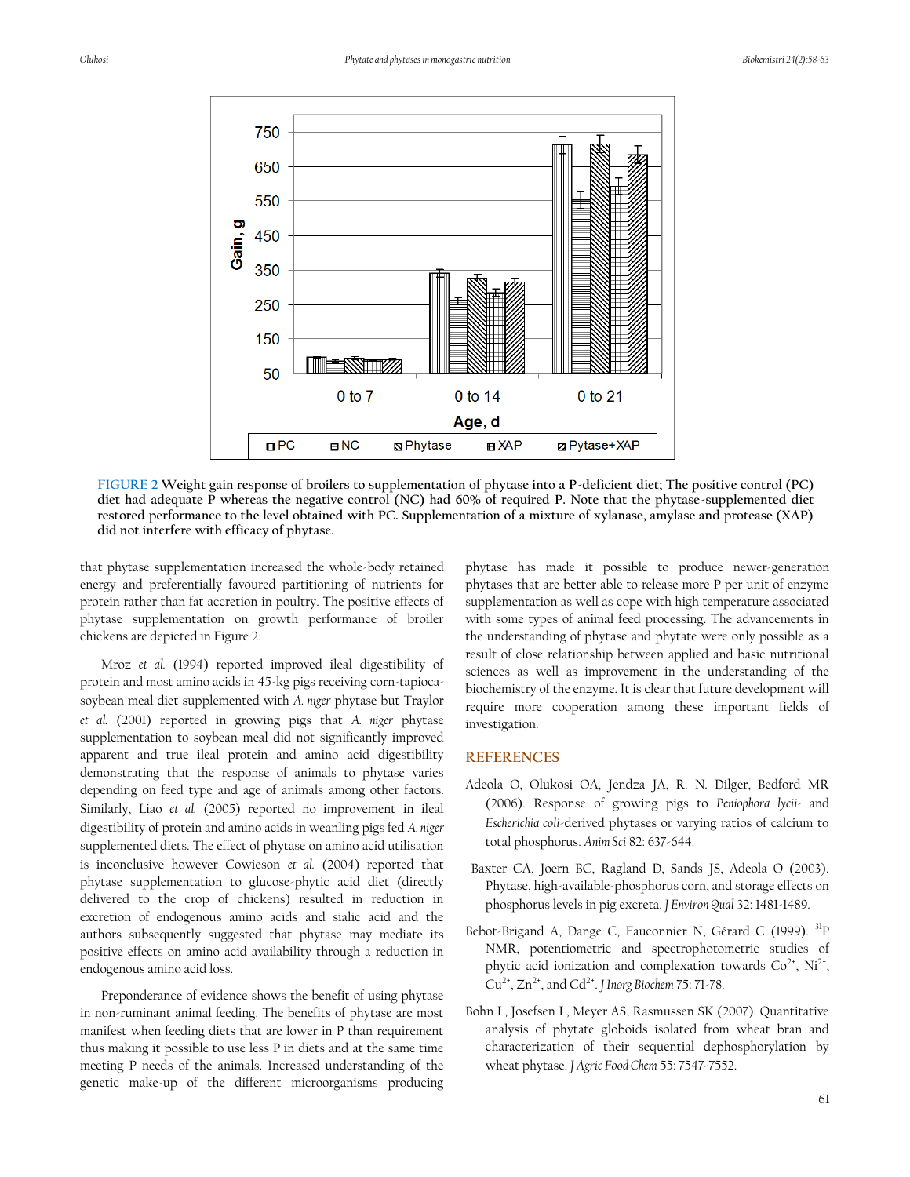**FIGURE 2** Weight gain response of broilers to supplementation of phytase into a P-deficient diet; The positive control (PC) diet had adequate P whereas the negative control (NC) had 60% of required P. Note that the phytase-supplemented diet restored performance to the level obtained with PC. Supplementation of a mixture of xylanase, amylase and protease (XAP) did not interfere with efficacy of phytase.

that phytase supplementation increased the whole-body retained energy and preferentially favoured partitioning of nutrients for protein rather than fat accretion in poultry. The positive effects of phytase supplementation on growth performance of broiler chickens are depicted in Figure 2.

Mroz *et al.* (1994) reported improved ileal digestibility of protein and most amino acids in 45-kg pigs receiving corn-tapioca-soybean meal diet supplemented with *A. niger* phytase but Traylor *et al.* (2001) reported in growing pigs that *A. niger* phytase supplementation to soybean meal did not significantly improved apparent and true ileal protein and amino acid digestibility demonstrating that the response of animals to phytase varies depending on feed type and age of animals among other factors. Similarly, Liao *et al.* (2005) reported no improvement in ileal digestibility of protein and amino acids in weanling pigs fed *A. niger* supplemented diets. The effect of phytase on amino acid utilisation is inconclusive however Cowieson *et al.* (2004) reported that phytase supplementation to glucose-phytic acid diet (directly delivered to the crop of chickens) resulted in reduction in excretion of endogenous amino acids and sialic acid and the authors subsequently suggested that phytase may mediate its positive effects on amino acid availability through a reduction in endogenous amino acid loss.

Preponderance of evidence shows the benefit of using phytase in non-ruminant animal feeding. The benefits of phytase are most manifest when feeding diets that are lower in P than requirement thus making it possible to use less P in diets and at the same time meeting P needs of the animals. Increased understanding of the genetic make-up of the different microorganisms producing phytase has made it possible to produce newer-generation phytases that are better able to release more P per unit of enzyme supplementation as well as cope with high temperature associated with some types of animal feed processing. The advancements in the understanding of phytase and phytate were only possible as a result of close relationship between applied and basic nutritional sciences as well as improvement in the understanding of the biochemistry of the enzyme. It is clear that future development will require more cooperation among these important fields of investigation.

## REFERENCES

Adeola O, Olukosi OA, Jendza JA, R. N. Dilger, Bedford MR (2006). Response of growing pigs to *Peniophora lycii*- and *Escherichia coli*-derived phytases or varying ratios of calcium to total phosphorus. *Anim Sci* 82: 637-644.

Baxter CA, Joern BC, Ragland D, Sands JS, Adeola O (2003). Phytase, high-available-phosphorus corn, and storage effects on phosphorus levels in pig excreta. *J Environ Qual* 32: 1481-1489.

Bebot-Brigand A, Dange C, Fauconnier N, Gérard C (1999). $^{31}$P NMR, potentiometric and spectrophotometric studies of phytic acid ionization and complexation towards $Co^{2+}$, $Ni^{2+}$, $Cu^{2+}$, $Zn^{2+}$, and $Cd^{2+}$. *J Inorg Biochem* 75: 71-78.

Bohn L, Josefsen L, Meyer AS, Rasmussen SK (2007). Quantitative analysis of phytate globoids isolated from wheat bran and characterization of their sequential dephosphorylation by wheat phytase. *J Agric Food Chem* 55: 7547-7552.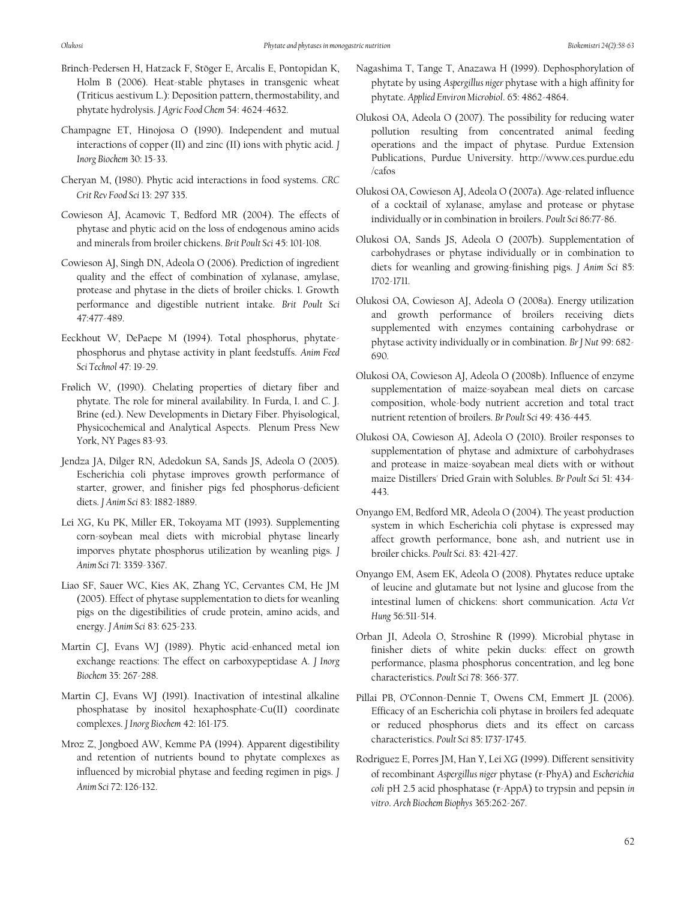Brinch-Pedersen H, Hatzack F, Stöger E, Arcalis E, Pontopidan K, Holm B (2006). Heat-stable phytases in transgenic wheat (Triticus aestivum L.): Deposition pattern, thermostability, and phytate hydrolysis. *J Agric Food Chem* 54: 4624-4632.

Champagne ET, Hinojosa O (1990). Independent and mutual interactions of copper (II) and zinc (II) ions with phytic acid. *J Inorg Biochem* 30: 15-33.

Cheryan M, (1980). Phytic acid interactions in food systems. *CRC Crit Rev Food Sci* 13: 297 335.

Cowieson AJ, Acamovic T, Bedford MR (2004). The effects of phytase and phytic acid on the loss of endogenous amino acids and minerals from broiler chickens. *Brit Poult Sci* 45: 101-108.

Cowieson AJ, Singh DN, Adeola O (2006). Prediction of ingredient quality and the effect of combination of xylanase, amylase, protease and phytase in the diets of broiler chicks. 1. Growth performance and digestible nutrient intake. *Brit Poult Sci* 47:477-489.

Eeckhout W, DePaepe M (1994). Total phosphorus, phytate-phosphorus and phytase activity in plant feedstuffs. *Anim Feed Sci Technol* 47: 19-29.

Frølich W, (1990). Chelating properties of dietary fiber and phytate. The role for mineral availability. In Furda, I. and C. J. Brine (ed.). New Developments in Dietary Fiber. Phyisological, Physicochemical and Analytical Aspects. Plenum Press New York, NY Pages 83-93.

Jendza JA, Dilger RN, Adedokun SA, Sands JS, Adeola O (2005). Escherichia coli phytase improves growth performance of starter, grower, and finisher pigs fed phosphorus-deficient diets. *J Anim Sci* 83: 1882-1889.

Lei XG, Ku PK, Miller ER, Tokoyama MT (1993). Supplementing corn-soybean meal diets with microbial phytase linearly imporves phytate phosphorus utilization by weanling pigs. *J Anim Sci* 71: 3359-3367.

Liao SF, Sauer WC, Kies AK, Zhang YC, Cervantes CM, He JM (2005). Effect of phytase supplementation to diets for weanling pigs on the digestibilities of crude protein, amino acids, and energy. *J Anim Sci* 83: 625-233.

Martin CJ, Evans WJ (1989). Phytic acid-enhanced metal ion exchange reactions: The effect on carboxypeptidase A. *J Inorg Biochem* 35: 267-288.

Martin CJ, Evans WJ (1991). Inactivation of intestinal alkaline phosphatase by inositol hexaphosphate-Cu(II) coordinate complexes. *J Inorg Biochem* 42: 161-175.

Mroz Z, Jongboed AW, Kemme PA (1994). Apparent digestibility and retention of nutrients bound to phytate complexes as influenced by microbial phytase and feeding regimen in pigs. *J Anim Sci* 72: 126-132.

Nagashima T, Tange T, Anazawa H (1999). Dephosphorylation of phytate by using *Aspergillus niger* phytase with a high affinity for phytate. *Applied Environ Microbiol*. 65: 4862-4864.

Olukosi OA, Adeola O (2007). The possibility for reducing water pollution resulting from concentrated animal feeding operations and the impact of phytase. Purdue Extension Publications, Purdue University. http://www.ces.purdue.edu /cafos

Olukosi OA, Cowieson AJ, Adeola O (2007a). Age-related influence of a cocktail of xylanase, amylase and protease or phytase individually or in combination in broilers. *Poult Sci* 86:77-86.

Olukosi OA, Sands JS, Adeola O (2007b). Supplementation of carbohydrases or phytase individually or in combination to diets for weanling and growing-finishing pigs. *J Anim Sci* 85: 1702-1711.

Olukosi OA, Cowieson AJ, Adeola O (2008a). Energy utilization and growth performance of broilers receiving diets supplemented with enzymes containing carbohydrase or phytase activity individually or in combination. *Br J Nut* 99: 682-690.

Olukosi OA, Cowieson AJ, Adeola O (2008b). Influence of enzyme supplementation of maize-soyabean meal diets on carcase composition, whole-body nutrient accretion and total tract nutrient retention of broilers. *Br Poult Sci* 49: 436-445.

Olukosi OA, Cowieson AJ, Adeola O (2010). Broiler responses to supplementation of phytase and admixture of carbohydrases and protease in maize-soyabean meal diets with or without maize Distillers' Dried Grain with Solubles. *Br Poult Sci* 51: 434-443.

Onyango EM, Bedford MR, Adeola O (2004). The yeast production system in which Escherichia coli phytase is expressed may affect growth performance, bone ash, and nutrient use in broiler chicks. *Poult Sci*. 83: 421-427.

Onyango EM, Asem EK, Adeola O (2008). Phytates reduce uptake of leucine and glutamate but not lysine and glucose from the intestinal lumen of chickens: short communication. *Acta Vet Hung* 56:511-514.

Orban JI, Adeola O, Stroshine R (1999). Microbial phytase in finisher diets of white pekin ducks: effect on growth performance, plasma phosphorus concentration, and leg bone characteristics. *Poult Sci* 78: 366-377.

Pillai PB, O'Connon-Dennie T, Owens CM, Emmert JL (2006). Efficacy of an Escherichia coli phytase in broilers fed adequate or reduced phosphorus diets and its effect on carcass characteristics. *Poult Sci* 85: 1737-1745.

Rodriguez E, Porres JM, Han Y, Lei XG (1999). Different sensitivity of recombinant *Aspergillus niger* phytase (r-PhyA) and *Escherichia coli* pH 2.5 acid phosphatase (r-AppA) to trypsin and pepsin *in vitro*. *Arch Biochem Biophys* 365:262-267.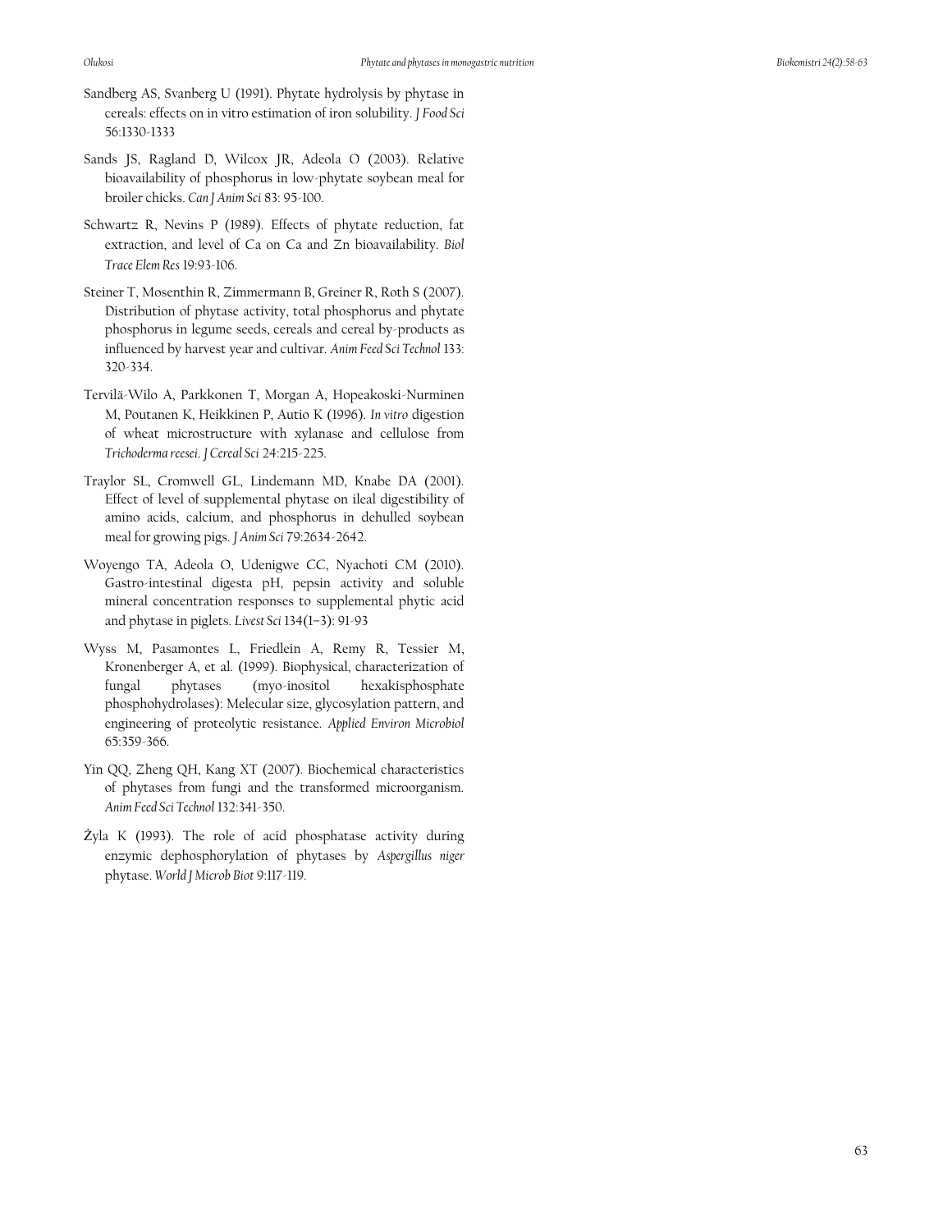Sandberg AS, Svanberg U (1991). Phytate hydrolysis by phytase in cereals: effects on in vitro estimation of iron solubility. *J Food Sci* 56:1330-1333

Sands JS, Ragland D, Wilcox JR, Adeola O (2003). Relative bioavailability of phosphorus in low-phytate soybean meal for broiler chicks. *Can J Anim Sci* 83: 95-100.

Schwartz R, Nevins P (1989). Effects of phytate reduction, fat extraction, and level of Ca on Ca and Zn bioavailability. *Biol Trace Elem Res* 19:93-106.

Steiner T, Mosenthin R, Zimmermann B, Greiner R, Roth S (2007). Distribution of phytase activity, total phosphorus and phytate phosphorus in legume seeds, cereals and cereal by-products as influenced by harvest year and cultivar. *Anim Feed Sci Technol* 133: 320-334.

Tervilä-Wilo A, Parkkonen T, Morgan A, Hopeakoski-Nurminen M, Poutanen K, Heikkinen P, Autio K (1996). *In vitro* digestion of wheat microstructure with xylanase and cellulose from *Trichoderma reesei*. *J Cereal Sci* 24:215-225.

Traylor SL, Cromwell GL, Lindemann MD, Knabe DA (2001). Effect of level of supplemental phytase on ileal digestibility of amino acids, calcium, and phosphorus in dehulled soybean meal for growing pigs. *J Anim Sci* 79:2634-2642.

Woyengo TA, Adeola O, Udenigwe CC, Nyachoti CM (2010). Gastro-intestinal digesta pH, pepsin activity and soluble mineral concentration responses to supplemental phytic acid and phytase in piglets. *Livest Sci* 134(1–3): 91-93

Wyss M, Pasamontes L, Friedlein A, Remy R, Tessier M, Kronenberger A, et al. (1999). Biophysical, characterization of fungal phytases (myo-inositol hexakisphosphate phosphohydrolases): Melecular size, glycosylation pattern, and engineering of proteolytic resistance. *Applied Environ Microbiol* 65:359-366.

Yin QQ, Zheng QH, Kang XT (2007). Biochemical characteristics of phytases from fungi and the transformed microorganism. *Anim Feed Sci Technol* 132:341-350.

Żyla K (1993). The role of acid phosphatase activity during enzymic dephosphorylation of phytases by *Aspergillus niger* phytase. *World J Microb Biot* 9:117-119.